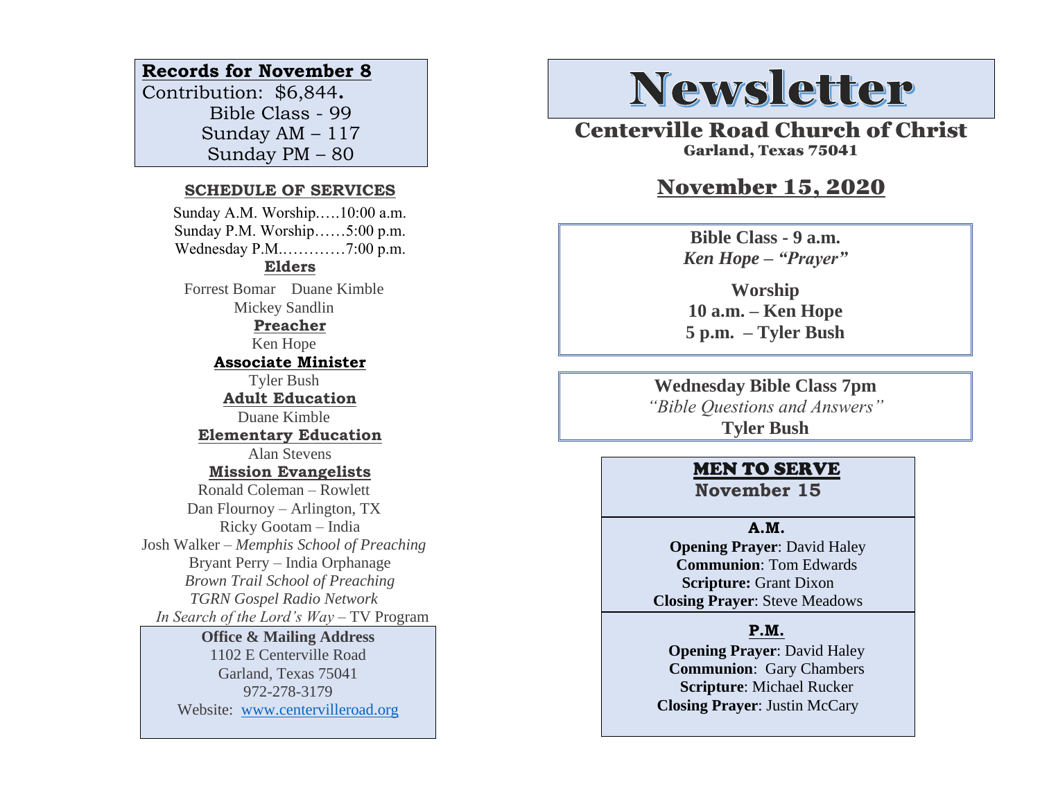**Records for November 8**

Contribution: $6,844.
Bible Class - 99
Sunday AM – 117
Sunday PM – 80

**SCHEDULE OF SERVICES**

Sunday A.M. Worship…..10:00 a.m.
Sunday P.M. Worship……5:00 p.m.
Wednesday P.M.…………7:00 p.m.

**Elders**

Forrest Bomar Duane Kimble
Mickey Sandlin

**Preacher**

Ken Hope

**Associate Minister**

Tyler Bush

**Adult Education**

Duane Kimble

**Elementary Education**

Alan Stevens

**Mission Evangelists**

Ronald Coleman – Rowlett
Dan Flournoy – Arlington, TX
Ricky Gootam – India
Josh Walker – *Memphis School of Preaching*
Bryant Perry – India Orphanage
*Brown Trail School of Preaching*
*TGRN Gospel Radio Network*
*In Search of the Lord's Way* – TV Program

**Office & Mailing Address**

1102 E Centerville Road
Garland, Texas 75041
972-278-3179
Website: www.centervilleroad.org

# Newsletter

## Centerville Road Church of Christ

**Garland, Texas 75041**

## November 15, 2020

**Bible Class - 9 a.m.**
***Ken Hope – "Prayer"***

**Worship**
**10 a.m. – Ken Hope**
**5 p.m. – Tyler Bush**

**Wednesday Bible Class 7pm**
*"Bible Questions and Answers"*
**Tyler Bush**

**MEN TO SERVE**
**November 15**

**A.M.**

**Opening Prayer**: David Haley
**Communion**: Tom Edwards
**Scripture:** Grant Dixon
**Closing Prayer**: Steve Meadows

**P.M.**

**Opening Prayer**: David Haley
**Communion**: Gary Chambers
**Scripture**: Michael Rucker
**Closing Prayer**: Justin McCary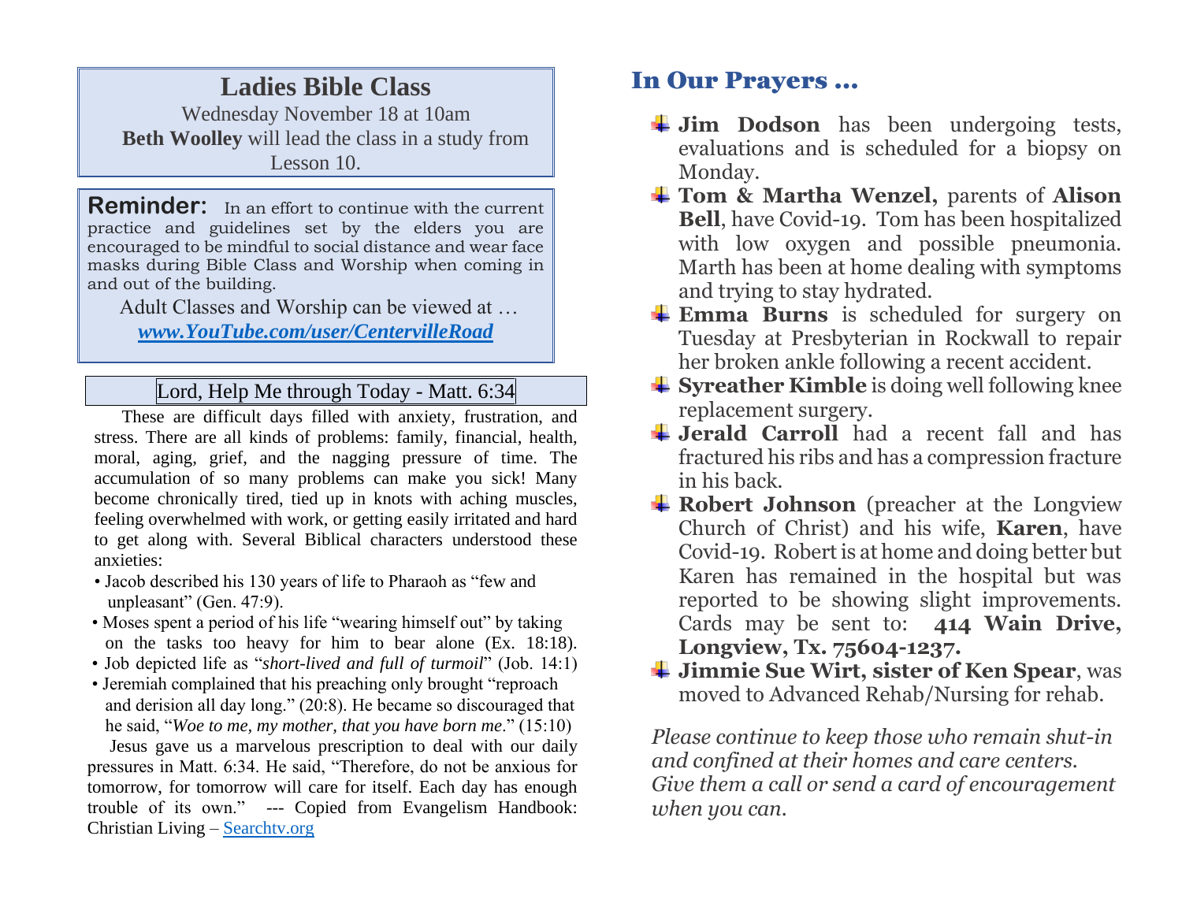## Ladies Bible Class

Wednesday November 18 at 10am
**Beth Woolley** will lead the class in a study from Lesson 10.

**Reminder:** In an effort to continue with the current practice and guidelines set by the elders you are encouraged to be mindful to social distance and wear face masks during Bible Class and Worship when coming in and out of the building.

Adult Classes and Worship can be viewed at …
***www.YouTube.com/user/CentervilleRoad***

### Lord, Help Me through Today - Matt. 6:34

These are difficult days filled with anxiety, frustration, and stress. There are all kinds of problems: family, financial, health, moral, aging, grief, and the nagging pressure of time. The accumulation of so many problems can make you sick! Many become chronically tired, tied up in knots with aching muscles, feeling overwhelmed with work, or getting easily irritated and hard to get along with. Several Biblical characters understood these anxieties:

- Jacob described his 130 years of life to Pharaoh as "few and unpleasant" (Gen. 47:9).
- Moses spent a period of his life "wearing himself out" by taking on the tasks too heavy for him to bear alone (Ex. 18:18).
- Job depicted life as "*short-lived and full of turmoil*" (Job. 14:1)
- Jeremiah complained that his preaching only brought "reproach and derision all day long." (20:8). He became so discouraged that he said, "*Woe to me, my mother, that you have born me*." (15:10)

Jesus gave us a marvelous prescription to deal with our daily pressures in Matt. 6:34. He said, "Therefore, do not be anxious for tomorrow, for tomorrow will care for itself. Each day has enough trouble of its own." --- Copied from Evangelism Handbook: Christian Living – Searchtv.org

## In Our Prayers …

- **Jim Dodson** has been undergoing tests, evaluations and is scheduled for a biopsy on Monday.
- **Tom & Martha Wenzel,** parents of **Alison Bell**, have Covid-19. Tom has been hospitalized with low oxygen and possible pneumonia. Marth has been at home dealing with symptoms and trying to stay hydrated.
- **Emma Burns** is scheduled for surgery on Tuesday at Presbyterian in Rockwall to repair her broken ankle following a recent accident.
- **Syreather Kimble** is doing well following knee replacement surgery.
- **Jerald Carroll** had a recent fall and has fractured his ribs and has a compression fracture in his back.
- **Robert Johnson** (preacher at the Longview Church of Christ) and his wife, **Karen**, have Covid-19. Robert is at home and doing better but Karen has remained in the hospital but was reported to be showing slight improvements. Cards may be sent to: **414 Wain Drive, Longview, Tx. 75604-1237.**
- **Jimmie Sue Wirt, sister of Ken Spear**, was moved to Advanced Rehab/Nursing for rehab.

*Please continue to keep those who remain shut-in and confined at their homes and care centers. Give them a call or send a card of encouragement when you can.*